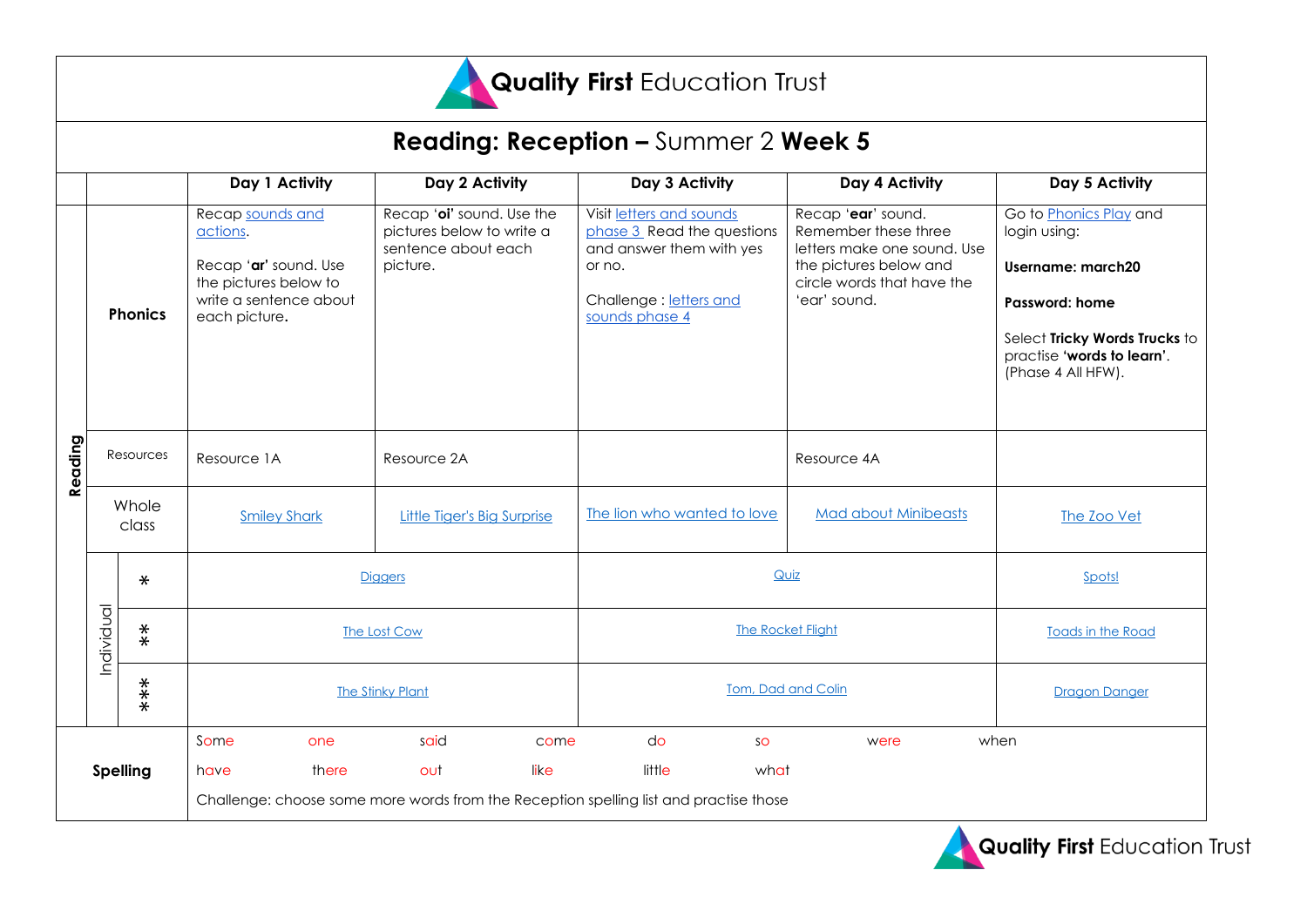# Quality First Education Trust

## Reading: Reception – Summer 2 Week 5

| | | | Day 1 Activity | Day 2 Activity | Day 3 Activity | Day 4 Activity | Day 5 Activity |
|---|---|---|---|---|---|---|---|
| Reading | Phonics | | Recap sounds and actions.<br><br>Recap '**ar'** sound. Use the pictures below to write a sentence about each picture**.** | Recap '**oi'** sound. Use the pictures below to write a sentence about each picture. | Visit letters and sounds phase 3 Read the questions and answer them with yes or no.<br><br>Challenge : letters and sounds phase 4 | Recap '**ear**' sound. Remember these three letters make one sound. Use the pictures below and circle words that have the 'ear' sound. | Go to Phonics Play and login using:<br><br>**Username: march20**<br><br>**Password: home**<br><br>Select **Tricky Words Trucks** to practise **'words to learn'**. (Phase 4 All HFW). |
| | Resources | | Resource 1A | Resource 2A | | Resource 4A | |
| | Whole class | | Smiley Shark | Little Tiger's Big Surprise | The lion who wanted to love | Mad about Minibeasts | The Zoo Vet |
| | Individual | * | Diggers | | Quiz | | Spots! |
| | | ** | The Lost Cow | | The Rocket Flight | | Toads in the Road |
| | | *** | The Stinky Plant | | Tom, Dad and Colin | | Dragon Danger |
| Spelling | | | Some one said come do so were when<br>have there out like little what<br>Challenge: choose some more words from the Reception spelling list and practise those | | | | |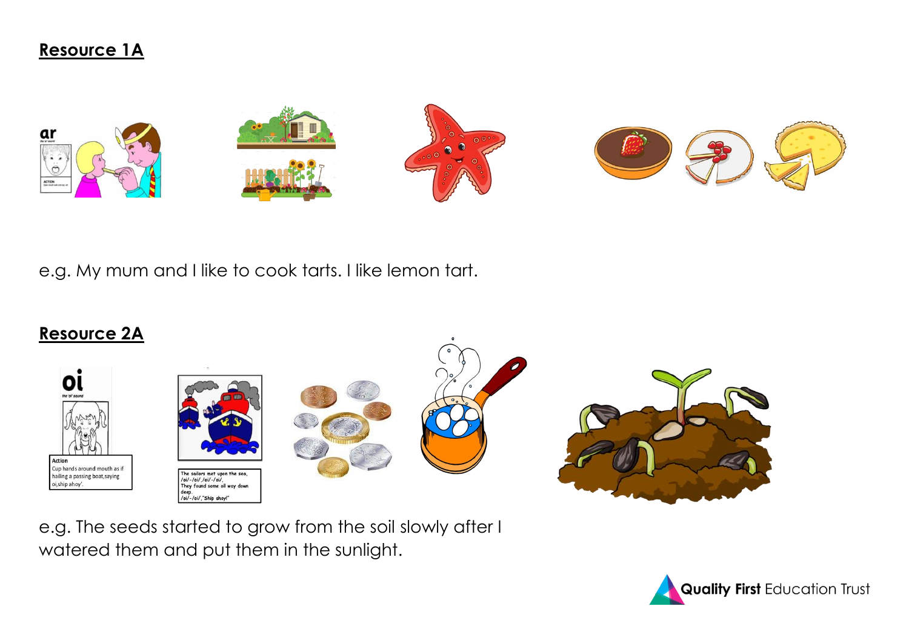## Resource 1A

e.g. My mum and I like to cook tarts. I like lemon tart.

## Resource 2A

e.g. The seeds started to grow from the soil slowly after I watered them and put them in the sunlight.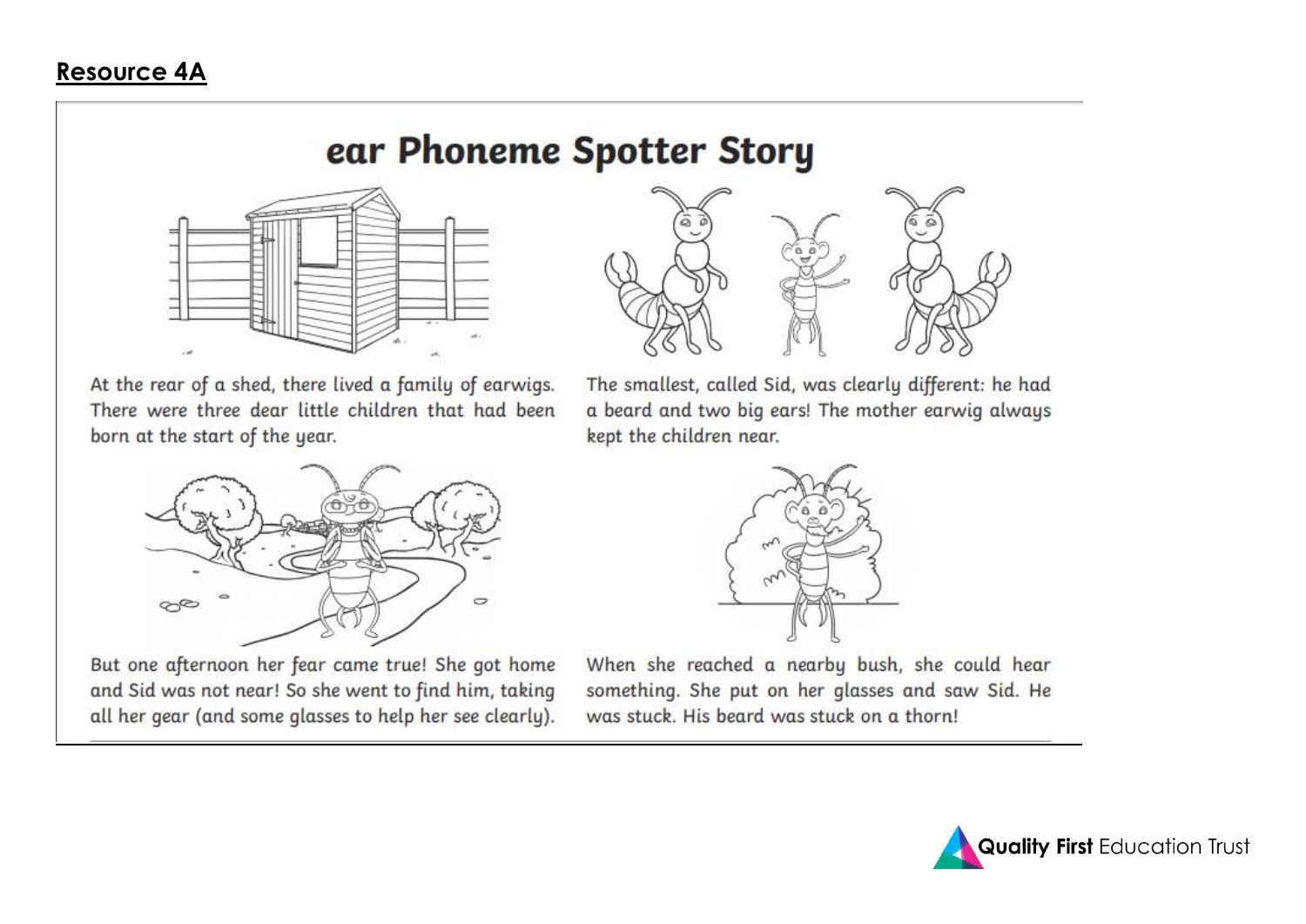**Resource 4A**

# ear Phoneme Spotter Story

At the rear of a shed, there lived a family of earwigs. There were three dear little children that had been born at the start of the year.

The smallest, called Sid, was clearly different: he had a beard and two big ears! The mother earwig always kept the children near.

But one afternoon her fear came true! She got home and Sid was not near! So she went to find him, taking all her gear (and some glasses to help her see clearly).

When she reached a nearby bush, she could hear something. She put on her glasses and saw Sid. He was stuck. His beard was stuck on a thorn!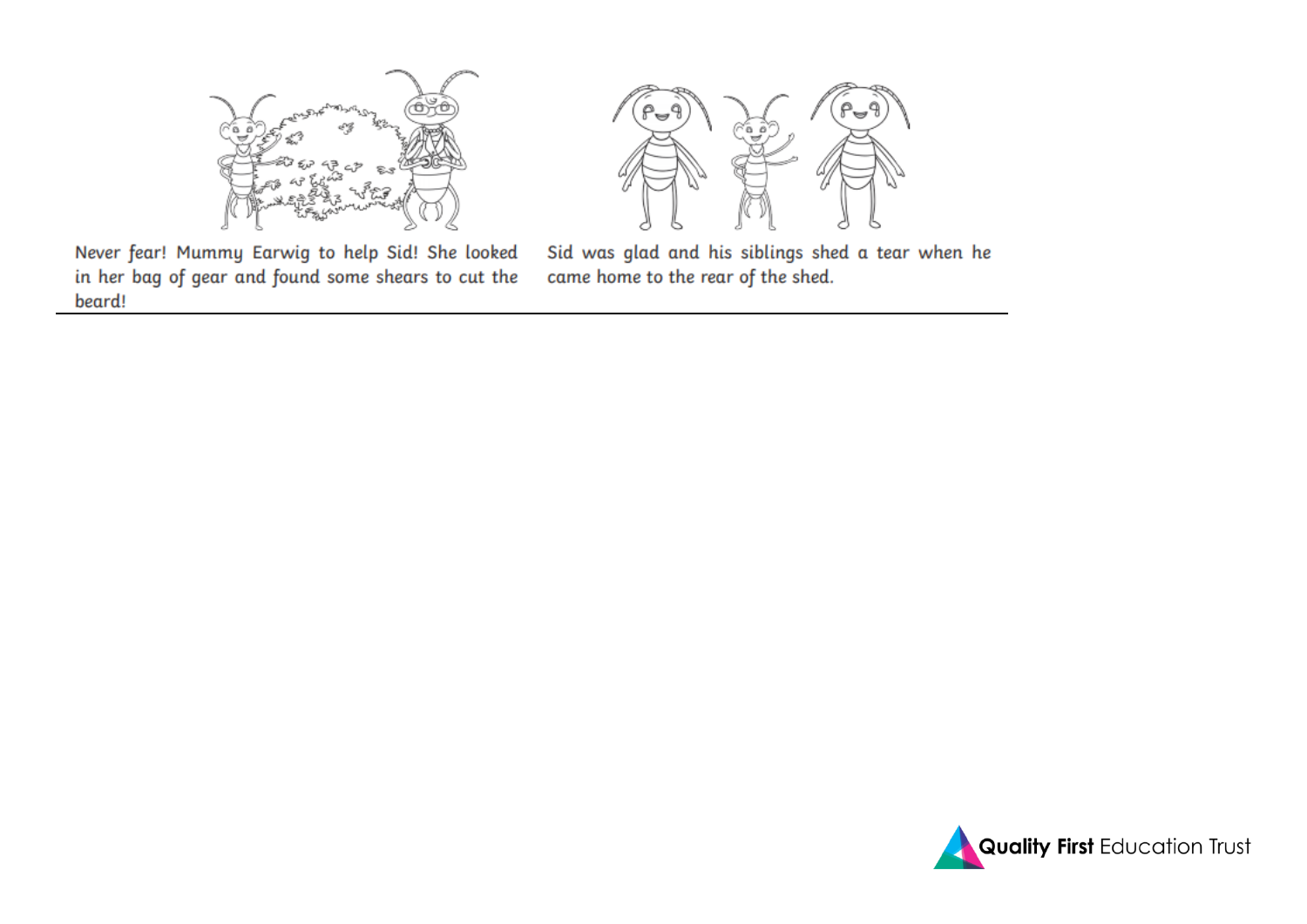Never fear! Mummy Earwig to help Sid! She looked in her bag of gear and found some shears to cut the beard!

Sid was glad and his siblings shed a tear when he came home to the rear of the shed.